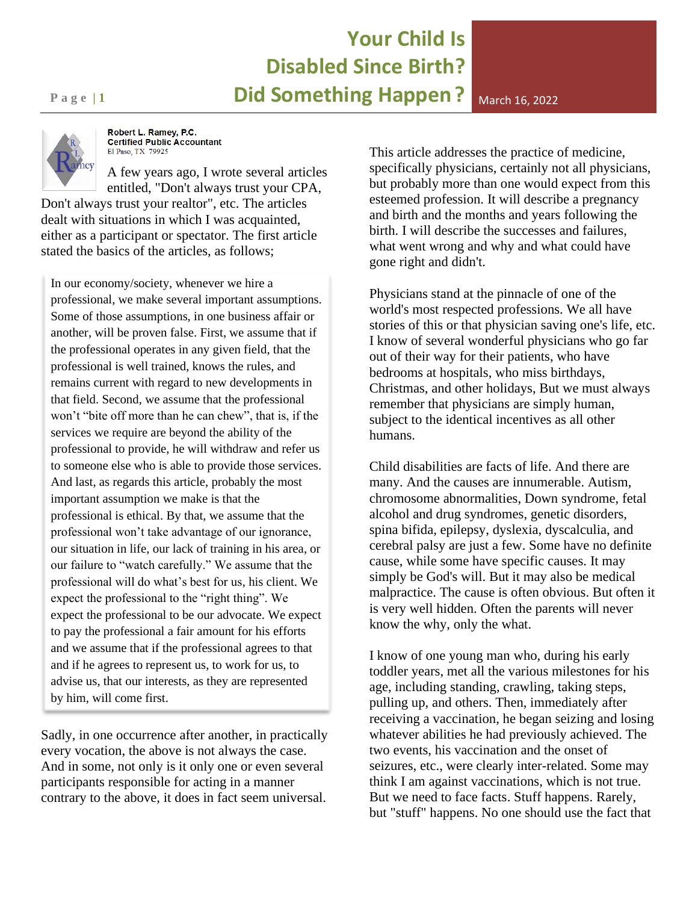# Your Child Is Disabled Since Birth? Did Something Happen?

March 16, 2022

**Robert L. Ramey, P.C.**
**Certified Public Accountant**
El Paso, TX 79925

A few years ago, I wrote several articles entitled, "Don't always trust your CPA, Don't always trust your realtor", etc. The articles dealt with situations in which I was acquainted, either as a participant or spectator. The first article stated the basics of the articles, as follows;

> In our economy/society, whenever we hire a professional, we make several important assumptions. Some of those assumptions, in one business affair or another, will be proven false. First, we assume that if the professional operates in any given field, that the professional is well trained, knows the rules, and remains current with regard to new developments in that field. Second, we assume that the professional won't "bite off more than he can chew", that is, if the services we require are beyond the ability of the professional to provide, he will withdraw and refer us to someone else who is able to provide those services. And last, as regards this article, probably the most important assumption we make is that the professional is ethical. By that, we assume that the professional won't take advantage of our ignorance, our situation in life, our lack of training in his area, or our failure to "watch carefully." We assume that the professional will do what's best for us, his client. We expect the professional to the "right thing". We expect the professional to be our advocate. We expect to pay the professional a fair amount for his efforts and we assume that if the professional agrees to that and if he agrees to represent us, to work for us, to advise us, that our interests, as they are represented by him, will come first.

Sadly, in one occurrence after another, in practically every vocation, the above is not always the case. And in some, not only is it only one or even several participants responsible for acting in a manner contrary to the above, it does in fact seem universal.

This article addresses the practice of medicine, specifically physicians, certainly not all physicians, but probably more than one would expect from this esteemed profession. It will describe a pregnancy and birth and the months and years following the birth. I will describe the successes and failures, what went wrong and why and what could have gone right and didn't.

Physicians stand at the pinnacle of one of the world's most respected professions. We all have stories of this or that physician saving one's life, etc. I know of several wonderful physicians who go far out of their way for their patients, who have bedrooms at hospitals, who miss birthdays, Christmas, and other holidays, But we must always remember that physicians are simply human, subject to the identical incentives as all other humans.

Child disabilities are facts of life. And there are many. And the causes are innumerable. Autism, chromosome abnormalities, Down syndrome, fetal alcohol and drug syndromes, genetic disorders, spina bifida, epilepsy, dyslexia, dyscalculia, and cerebral palsy are just a few. Some have no definite cause, while some have specific causes. It may simply be God's will. But it may also be medical malpractice. The cause is often obvious. But often it is very well hidden. Often the parents will never know the why, only the what.

I know of one young man who, during his early toddler years, met all the various milestones for his age, including standing, crawling, taking steps, pulling up, and others. Then, immediately after receiving a vaccination, he began seizing and losing whatever abilities he had previously achieved. The two events, his vaccination and the onset of seizures, etc., were clearly inter-related. Some may think I am against vaccinations, which is not true. But we need to face facts. Stuff happens. Rarely, but "stuff" happens. No one should use the fact that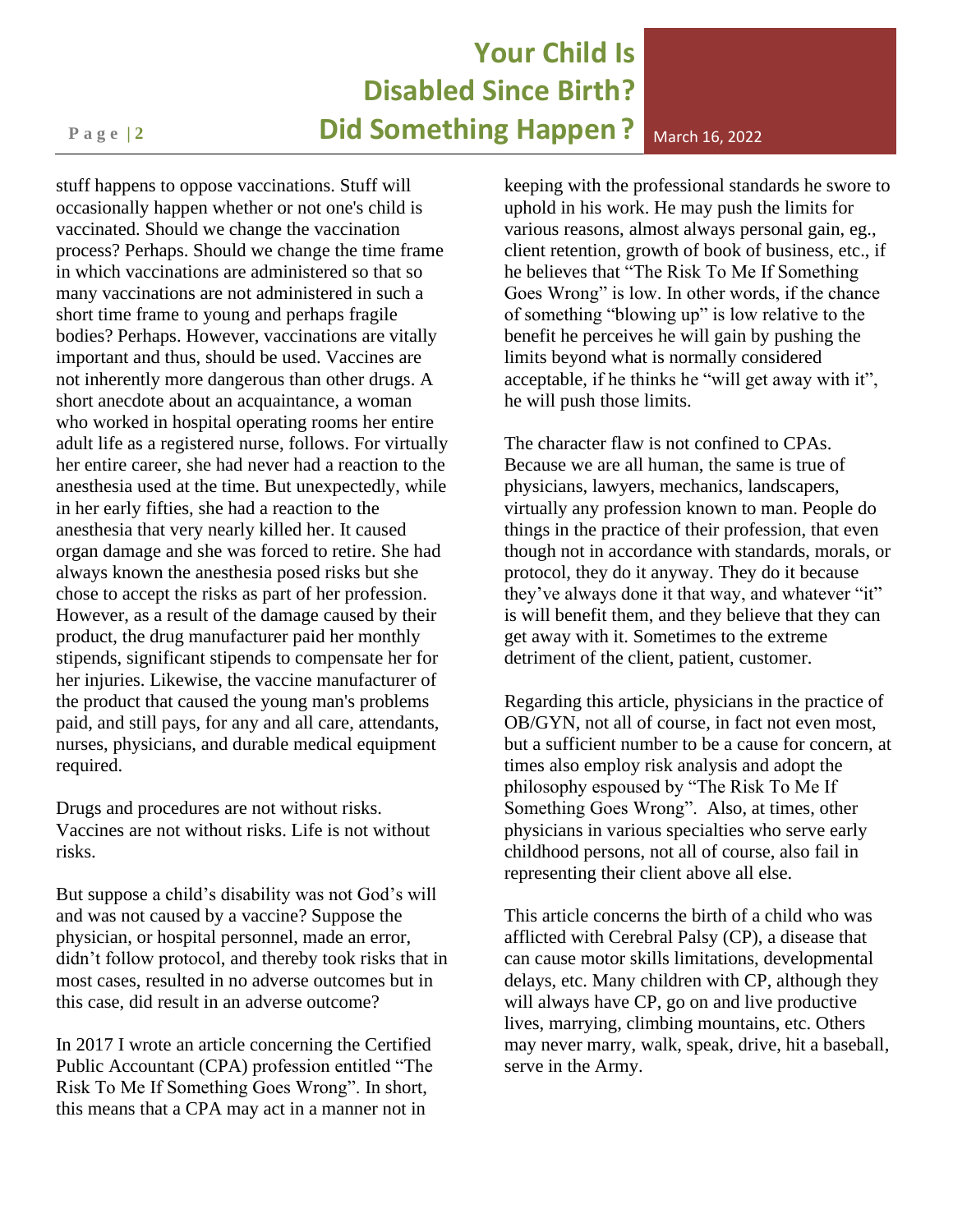stuff happens to oppose vaccinations. Stuff will occasionally happen whether or not one's child is vaccinated. Should we change the vaccination process? Perhaps. Should we change the time frame in which vaccinations are administered so that so many vaccinations are not administered in such a short time frame to young and perhaps fragile bodies? Perhaps. However, vaccinations are vitally important and thus, should be used. Vaccines are not inherently more dangerous than other drugs. A short anecdote about an acquaintance, a woman who worked in hospital operating rooms her entire adult life as a registered nurse, follows. For virtually her entire career, she had never had a reaction to the anesthesia used at the time. But unexpectedly, while in her early fifties, she had a reaction to the anesthesia that very nearly killed her. It caused organ damage and she was forced to retire. She had always known the anesthesia posed risks but she chose to accept the risks as part of her profession. However, as a result of the damage caused by their product, the drug manufacturer paid her monthly stipends, significant stipends to compensate her for her injuries. Likewise, the vaccine manufacturer of the product that caused the young man's problems paid, and still pays, for any and all care, attendants, nurses, physicians, and durable medical equipment required.

Drugs and procedures are not without risks. Vaccines are not without risks. Life is not without risks.

But suppose a child's disability was not God's will and was not caused by a vaccine? Suppose the physician, or hospital personnel, made an error, didn't follow protocol, and thereby took risks that in most cases, resulted in no adverse outcomes but in this case, did result in an adverse outcome?

In 2017 I wrote an article concerning the Certified Public Accountant (CPA) profession entitled "The Risk To Me If Something Goes Wrong". In short, this means that a CPA may act in a manner not in keeping with the professional standards he swore to uphold in his work. He may push the limits for various reasons, almost always personal gain, eg., client retention, growth of book of business, etc., if he believes that "The Risk To Me If Something Goes Wrong" is low. In other words, if the chance of something "blowing up" is low relative to the benefit he perceives he will gain by pushing the limits beyond what is normally considered acceptable, if he thinks he "will get away with it", he will push those limits.

The character flaw is not confined to CPAs. Because we are all human, the same is true of physicians, lawyers, mechanics, landscapers, virtually any profession known to man. People do things in the practice of their profession, that even though not in accordance with standards, morals, or protocol, they do it anyway. They do it because they've always done it that way, and whatever "it" is will benefit them, and they believe that they can get away with it. Sometimes to the extreme detriment of the client, patient, customer.

Regarding this article, physicians in the practice of OB/GYN, not all of course, in fact not even most, but a sufficient number to be a cause for concern, at times also employ risk analysis and adopt the philosophy espoused by "The Risk To Me If Something Goes Wrong". Also, at times, other physicians in various specialties who serve early childhood persons, not all of course, also fail in representing their client above all else.

This article concerns the birth of a child who was afflicted with Cerebral Palsy (CP), a disease that can cause motor skills limitations, developmental delays, etc. Many children with CP, although they will always have CP, go on and live productive lives, marrying, climbing mountains, etc. Others may never marry, walk, speak, drive, hit a baseball, serve in the Army.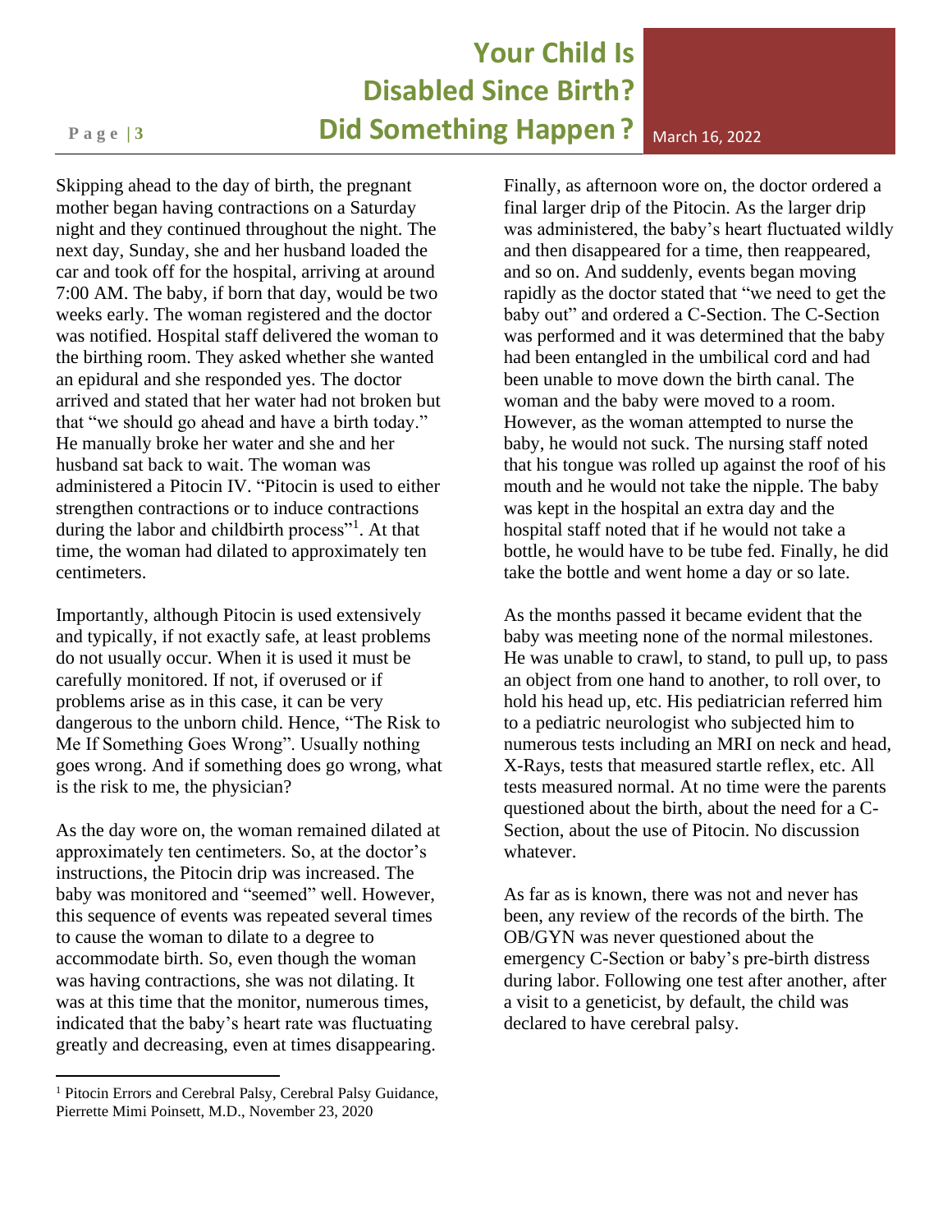Skipping ahead to the day of birth, the pregnant mother began having contractions on a Saturday night and they continued throughout the night. The next day, Sunday, she and her husband loaded the car and took off for the hospital, arriving at around 7:00 AM. The baby, if born that day, would be two weeks early. The woman registered and the doctor was notified. Hospital staff delivered the woman to the birthing room. They asked whether she wanted an epidural and she responded yes. The doctor arrived and stated that her water had not broken but that "we should go ahead and have a birth today." He manually broke her water and she and her husband sat back to wait. The woman was administered a Pitocin IV. "Pitocin is used to either strengthen contractions or to induce contractions during the labor and childbirth process"[1]. At that time, the woman had dilated to approximately ten centimeters.

Importantly, although Pitocin is used extensively and typically, if not exactly safe, at least problems do not usually occur. When it is used it must be carefully monitored. If not, if overused or if problems arise as in this case, it can be very dangerous to the unborn child. Hence, "The Risk to Me If Something Goes Wrong". Usually nothing goes wrong. And if something does go wrong, what is the risk to me, the physician?

As the day wore on, the woman remained dilated at approximately ten centimeters. So, at the doctor's instructions, the Pitocin drip was increased. The baby was monitored and "seemed" well. However, this sequence of events was repeated several times to cause the woman to dilate to a degree to accommodate birth. So, even though the woman was having contractions, she was not dilating. It was at this time that the monitor, numerous times, indicated that the baby's heart rate was fluctuating greatly and decreasing, even at times disappearing.

Finally, as afternoon wore on, the doctor ordered a final larger drip of the Pitocin. As the larger drip was administered, the baby's heart fluctuated wildly and then disappeared for a time, then reappeared, and so on. And suddenly, events began moving rapidly as the doctor stated that "we need to get the baby out" and ordered a C-Section. The C-Section was performed and it was determined that the baby had been entangled in the umbilical cord and had been unable to move down the birth canal. The woman and the baby were moved to a room. However, as the woman attempted to nurse the baby, he would not suck. The nursing staff noted that his tongue was rolled up against the roof of his mouth and he would not take the nipple. The baby was kept in the hospital an extra day and the hospital staff noted that if he would not take a bottle, he would have to be tube fed. Finally, he did take the bottle and went home a day or so late.

As the months passed it became evident that the baby was meeting none of the normal milestones. He was unable to crawl, to stand, to pull up, to pass an object from one hand to another, to roll over, to hold his head up, etc. His pediatrician referred him to a pediatric neurologist who subjected him to numerous tests including an MRI on neck and head, X-Rays, tests that measured startle reflex, etc. All tests measured normal. At no time were the parents questioned about the birth, about the need for a C-Section, about the use of Pitocin. No discussion whatever.

As far as is known, there was not and never has been, any review of the records of the birth. The OB/GYN was never questioned about the emergency C-Section or baby's pre-birth distress during labor. Following one test after another, after a visit to a geneticist, by default, the child was declared to have cerebral palsy.

---

[1] Pitocin Errors and Cerebral Palsy, Cerebral Palsy Guidance, Pierrette Mimi Poinsett, M.D., November 23, 2020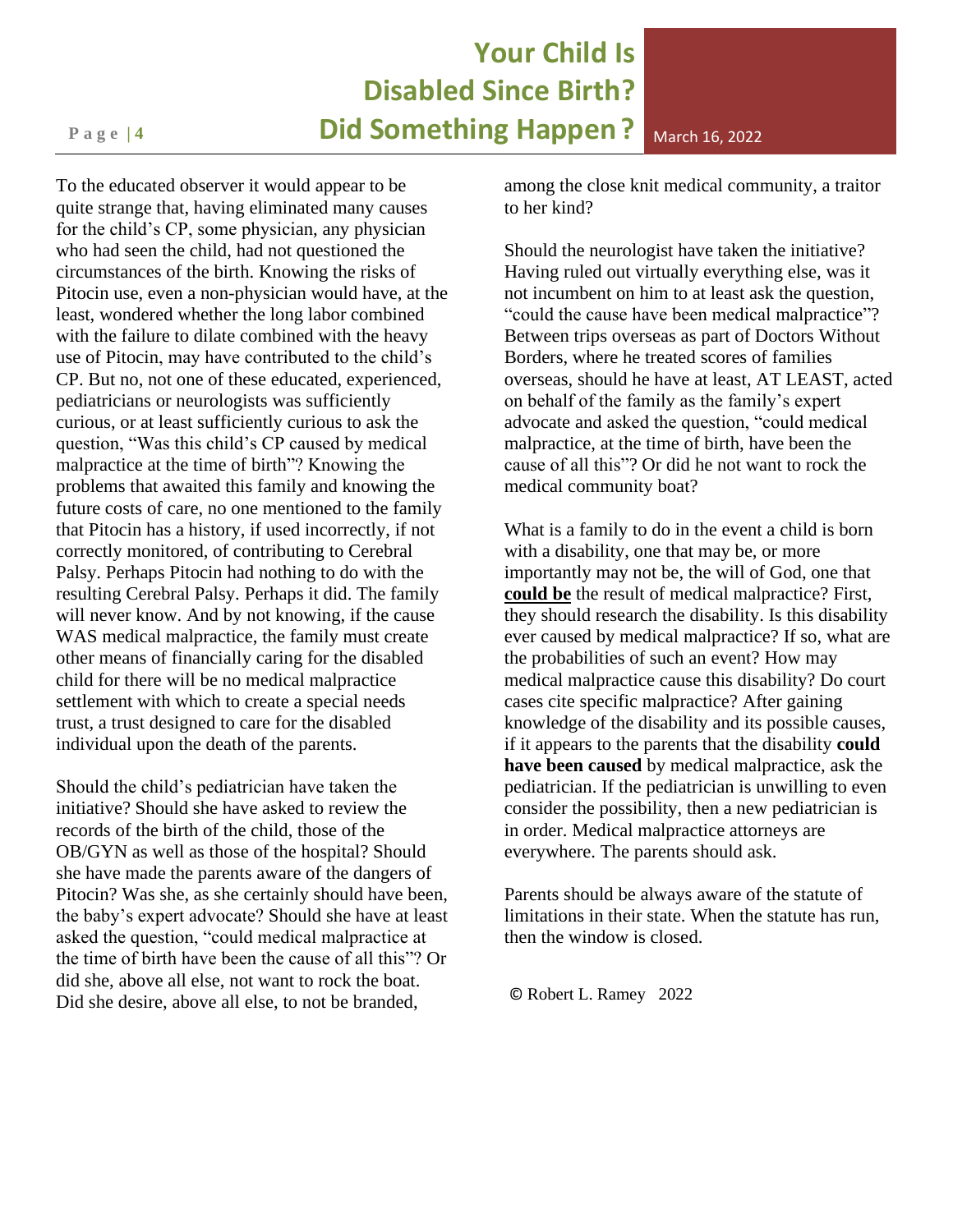To the educated observer it would appear to be quite strange that, having eliminated many causes for the child's CP, some physician, any physician who had seen the child, had not questioned the circumstances of the birth. Knowing the risks of Pitocin use, even a non-physician would have, at the least, wondered whether the long labor combined with the failure to dilate combined with the heavy use of Pitocin, may have contributed to the child's CP. But no, not one of these educated, experienced, pediatricians or neurologists was sufficiently curious, or at least sufficiently curious to ask the question, "Was this child's CP caused by medical malpractice at the time of birth"? Knowing the problems that awaited this family and knowing the future costs of care, no one mentioned to the family that Pitocin has a history, if used incorrectly, if not correctly monitored, of contributing to Cerebral Palsy. Perhaps Pitocin had nothing to do with the resulting Cerebral Palsy. Perhaps it did. The family will never know. And by not knowing, if the cause WAS medical malpractice, the family must create other means of financially caring for the disabled child for there will be no medical malpractice settlement with which to create a special needs trust, a trust designed to care for the disabled individual upon the death of the parents.

Should the child's pediatrician have taken the initiative? Should she have asked to review the records of the birth of the child, those of the OB/GYN as well as those of the hospital? Should she have made the parents aware of the dangers of Pitocin? Was she, as she certainly should have been, the baby's expert advocate? Should she have at least asked the question, "could medical malpractice at the time of birth have been the cause of all this"? Or did she, above all else, not want to rock the boat. Did she desire, above all else, to not be branded, among the close knit medical community, a traitor to her kind?

Should the neurologist have taken the initiative? Having ruled out virtually everything else, was it not incumbent on him to at least ask the question, "could the cause have been medical malpractice"? Between trips overseas as part of Doctors Without Borders, where he treated scores of families overseas, should he have at least, AT LEAST, acted on behalf of the family as the family's expert advocate and asked the question, "could medical malpractice, at the time of birth, have been the cause of all this"? Or did he not want to rock the medical community boat?

What is a family to do in the event a child is born with a disability, one that may be, or more importantly may not be, the will of God, one that **could be** the result of medical malpractice? First, they should research the disability. Is this disability ever caused by medical malpractice? If so, what are the probabilities of such an event? How may medical malpractice cause this disability? Do court cases cite specific malpractice? After gaining knowledge of the disability and its possible causes, if it appears to the parents that the disability **could have been caused** by medical malpractice, ask the pediatrician. If the pediatrician is unwilling to even consider the possibility, then a new pediatrician is in order. Medical malpractice attorneys are everywhere. The parents should ask.

Parents should be always aware of the statute of limitations in their state. When the statute has run, then the window is closed.

© Robert L. Ramey 2022